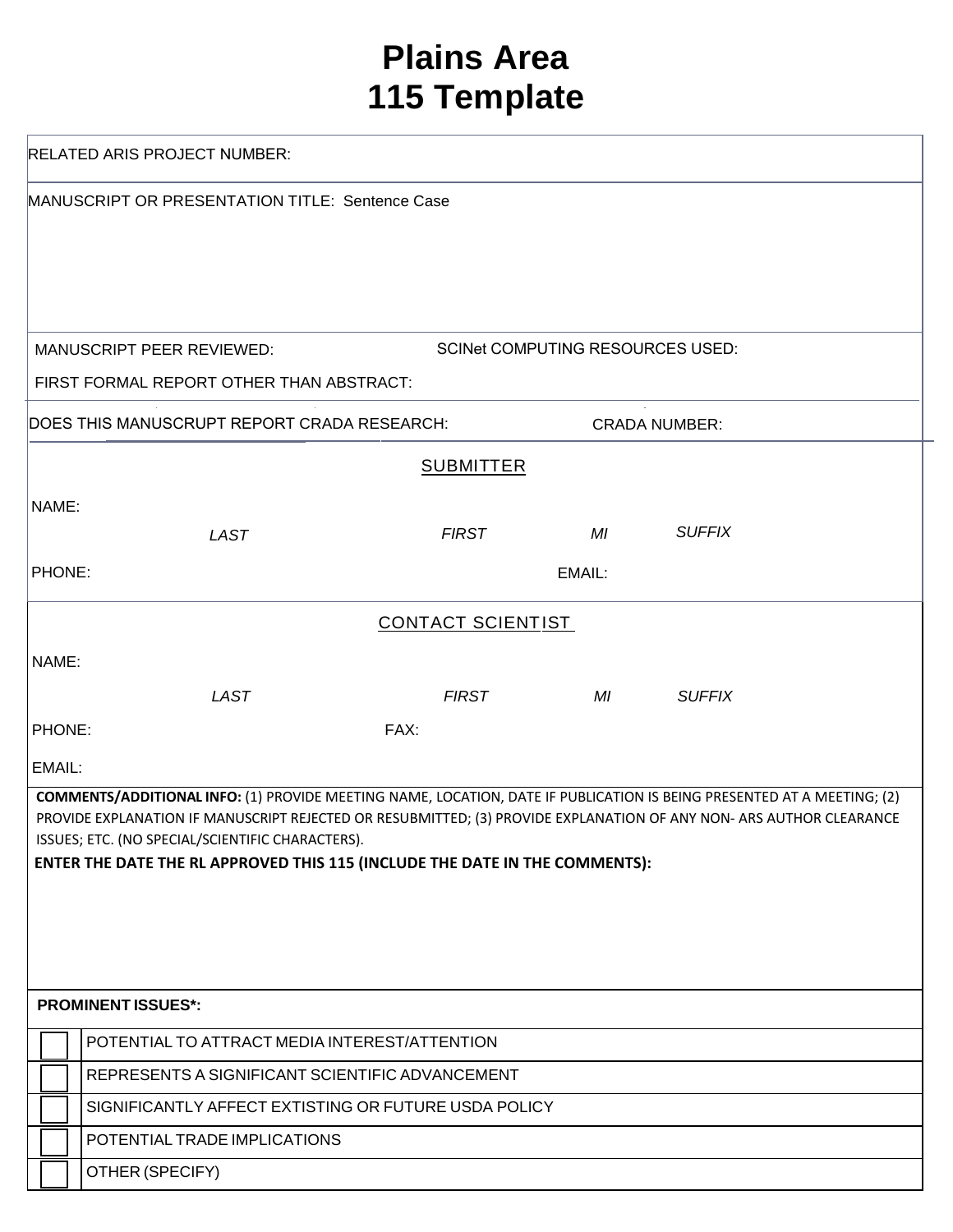# Plains Area
# 115 Template

RELATED ARIS PROJECT NUMBER:

MANUSCRIPT OR PRESENTATION TITLE: Sentence Case

MANUSCRIPT PEER REVIEWED:

SCINet COMPUTING RESOURCES USED:

FIRST FORMAL REPORT OTHER THAN ABSTRACT:

DOES THIS MANUSCRUPT REPORT CRADA RESEARCH:

CRADA NUMBER:

## SUBMITTER

NAME:

*LAST* *FIRST* *MI* *SUFFIX*

PHONE:

EMAIL:

## CONTACT SCIENTIST

NAME:

*LAST* *FIRST* *MI* *SUFFIX*

PHONE:

FAX:

EMAIL:

**COMMENTS/ADDITIONAL INFO:** (1) PROVIDE MEETING NAME, LOCATION, DATE IF PUBLICATION IS BEING PRESENTED AT A MEETING; (2) PROVIDE EXPLANATION IF MANUSCRIPT REJECTED OR RESUBMITTED; (3) PROVIDE EXPLANATION OF ANY NON- ARS AUTHOR CLEARANCE ISSUES; ETC. (NO SPECIAL/SCIENTIFIC CHARACTERS).

**ENTER THE DATE THE RL APPROVED THIS 115 (INCLUDE THE DATE IN THE COMMENTS):**

**PROMINENT ISSUES*:**

| | |
|---|---|
| ☐ | POTENTIAL TO ATTRACT MEDIA INTEREST/ATTENTION |
| ☐ | REPRESENTS A SIGNIFICANT SCIENTIFIC ADVANCEMENT |
| ☐ | SIGNIFICANTLY AFFECT EXTISTING OR FUTURE USDA POLICY |
| ☐ | POTENTIAL TRADE IMPLICATIONS |
| ☐ | OTHER (SPECIFY) |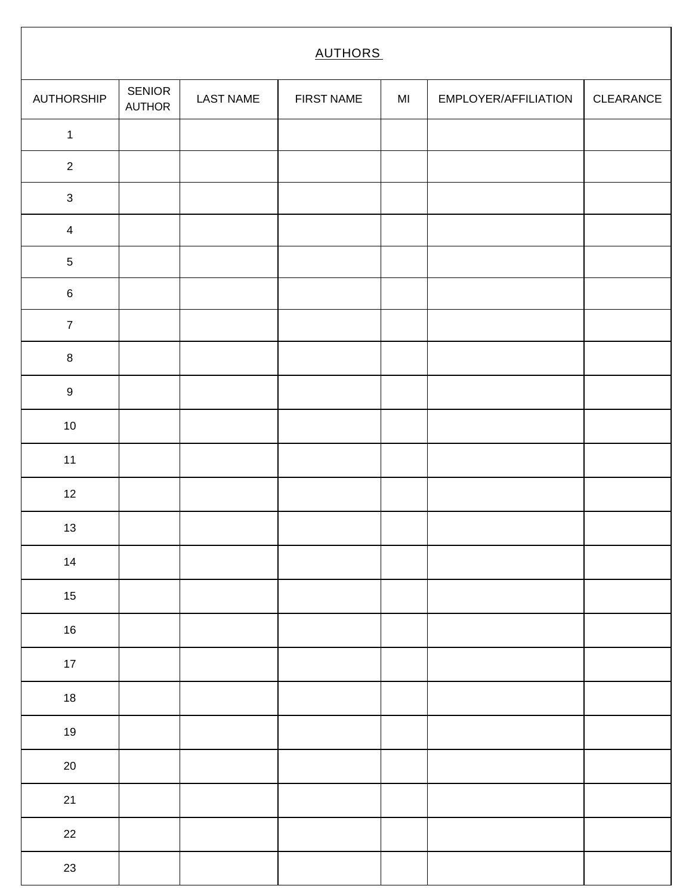## AUTHORS

| AUTHORSHIP | SENIOR AUTHOR | LAST NAME | FIRST NAME | MI | EMPLOYER/AFFILIATION | CLEARANCE |
|---|---|---|---|---|---|---|
| 1 | | | | | | |
| 2 | | | | | | |
| 3 | | | | | | |
| 4 | | | | | | |
| 5 | | | | | | |
| 6 | | | | | | |
| 7 | | | | | | |
| 8 | | | | | | |
| 9 | | | | | | |
| 10 | | | | | | |
| 11 | | | | | | |
| 12 | | | | | | |
| 13 | | | | | | |
| 14 | | | | | | |
| 15 | | | | | | |
| 16 | | | | | | |
| 17 | | | | | | |
| 18 | | | | | | |
| 19 | | | | | | |
| 20 | | | | | | |
| 21 | | | | | | |
| 22 | | | | | | |
| 23 | | | | | | |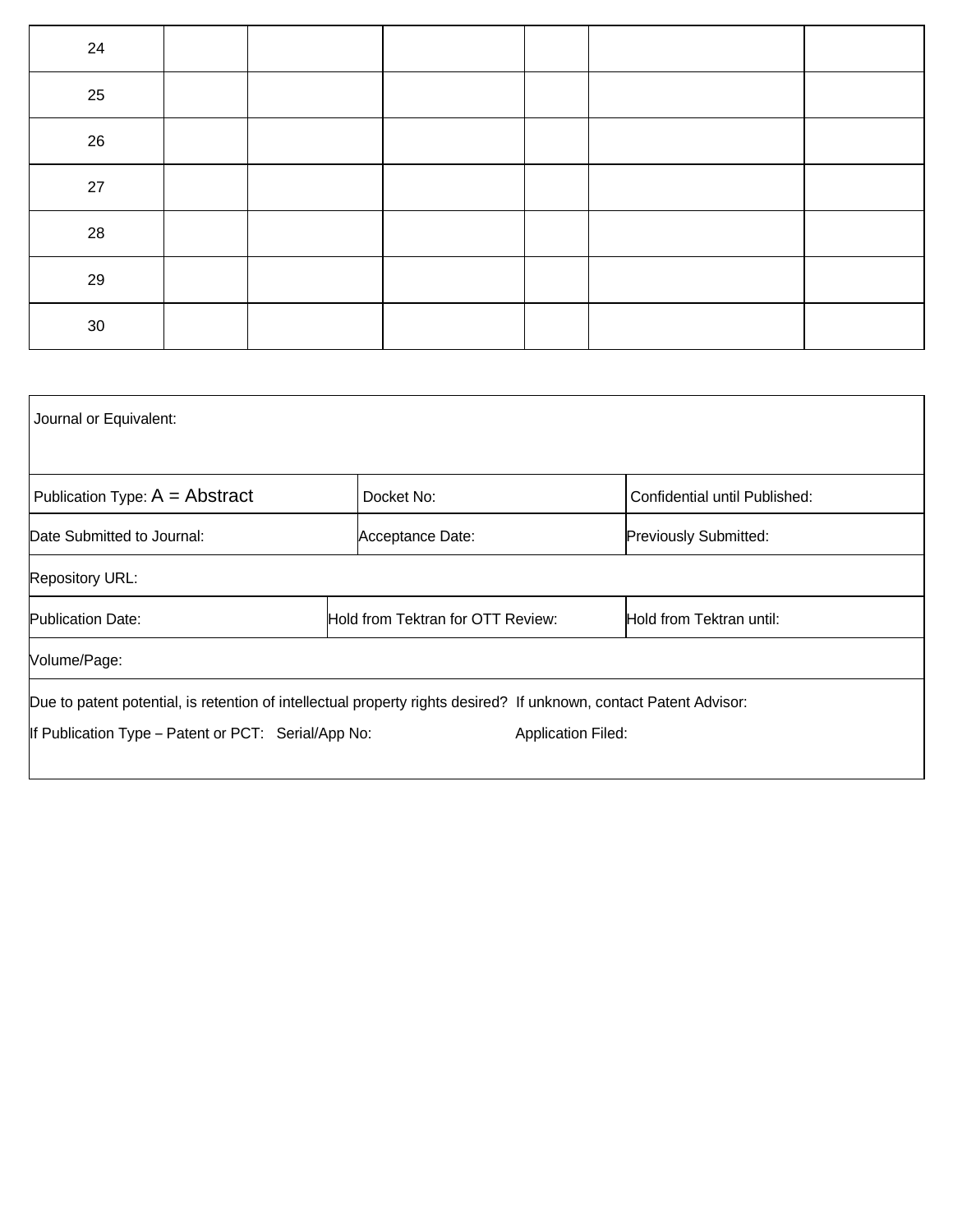| | | | | | | |
|---|---|---|---|---|---|---|
| 24 | | | | | | |
| 25 | | | | | | |
| 26 | | | | | | |
| 27 | | | | | | |
| 28 | | | | | | |
| 29 | | | | | | |
| 30 | | | | | | |

Journal or Equivalent:

| | | |
|---|---|---|
| Publication Type: A = Abstract | Docket No: | Confidential until Published: |
| Date Submitted to Journal: | Acceptance Date: | Previously Submitted: |

Repository URL:

| | | |
|---|---|---|
| Publication Date: | Hold from Tektran for OTT Review: | Hold from Tektran until: |

Volume/Page:

Due to patent potential, is retention of intellectual property rights desired? If unknown, contact Patent Advisor:

If Publication Type – Patent or PCT: Serial/App No: Application Filed: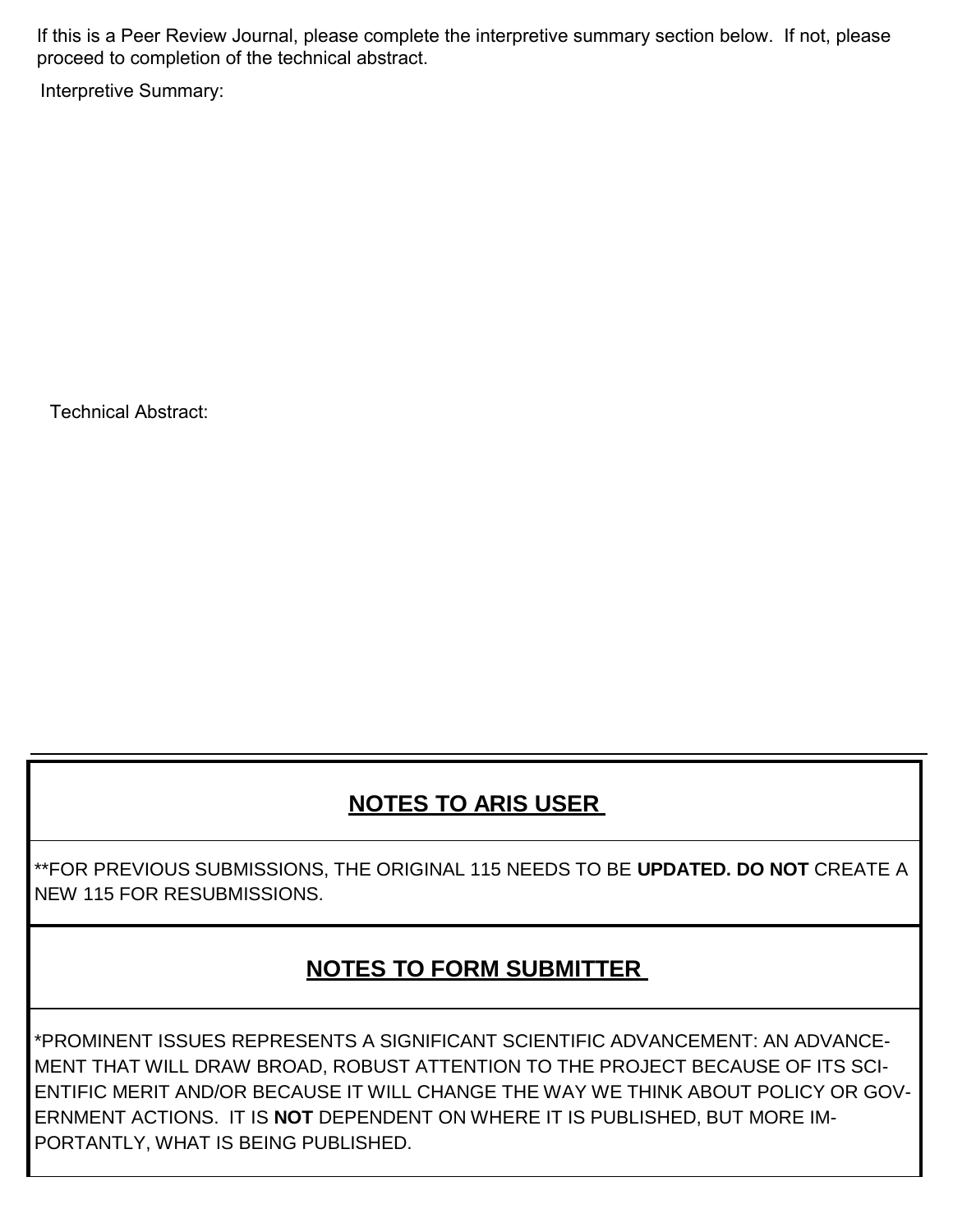If this is a Peer Review Journal, please complete the interpretive summary section below. If not, please proceed to completion of the technical abstract.

Interpretive Summary:

Technical Abstract:

---

## NOTES TO ARIS USER

**FOR PREVIOUS SUBMISSIONS, THE ORIGINAL 115 NEEDS TO BE **UPDATED. DO NOT** CREATE A NEW 115 FOR RESUBMISSIONS.

## NOTES TO FORM SUBMITTER

*PROMINENT ISSUES REPRESENTS A SIGNIFICANT SCIENTIFIC ADVANCEMENT: AN ADVANCEMENT THAT WILL DRAW BROAD, ROBUST ATTENTION TO THE PROJECT BECAUSE OF ITS SCIENTIFIC MERIT AND/OR BECAUSE IT WILL CHANGE THE WAY WE THINK ABOUT POLICY OR GOVERNMENT ACTIONS. IT IS **NOT** DEPENDENT ON WHERE IT IS PUBLISHED, BUT MORE IMPORTANTLY, WHAT IS BEING PUBLISHED.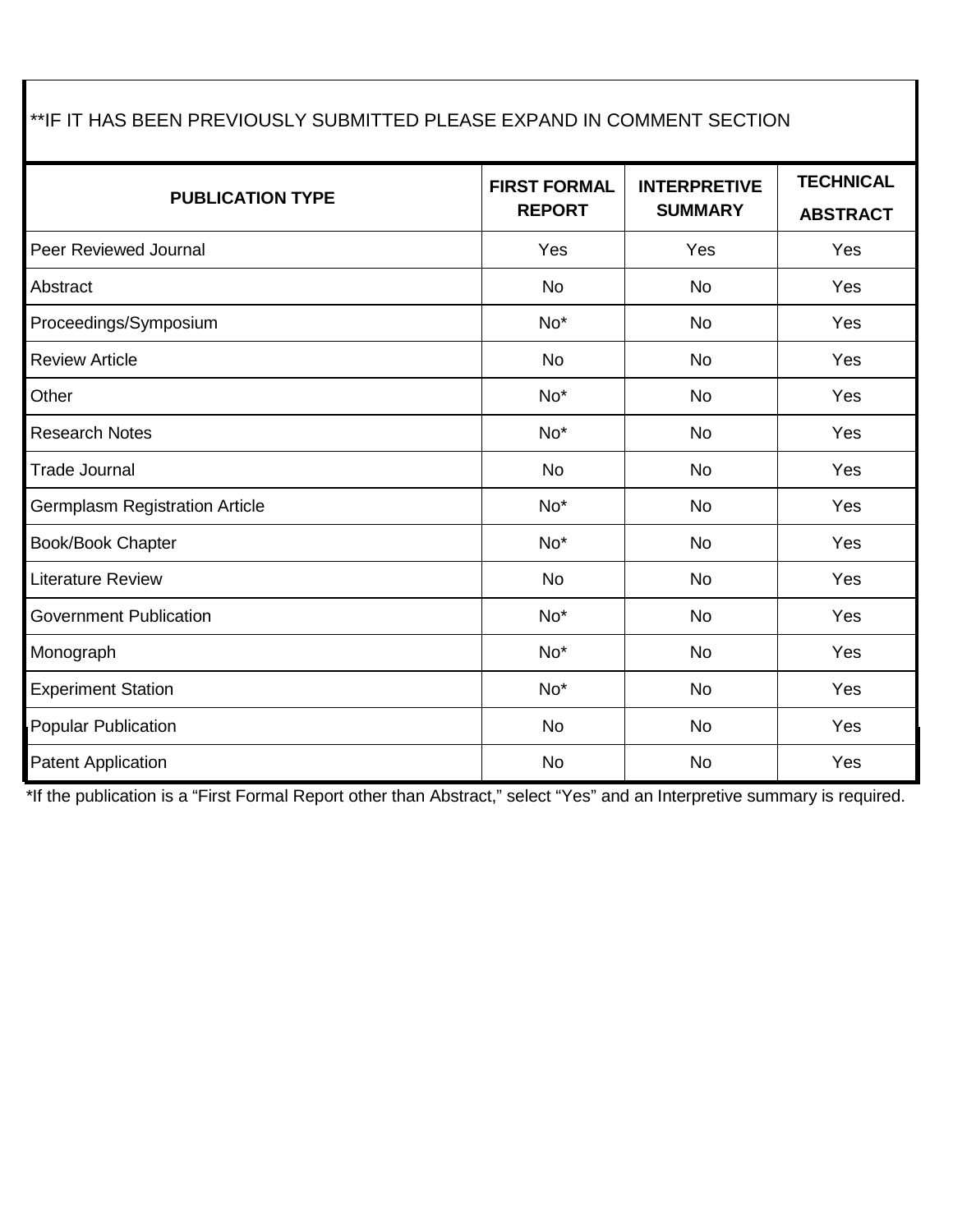**IF IT HAS BEEN PREVIOUSLY SUBMITTED PLEASE EXPAND IN COMMENT SECTION

| PUBLICATION TYPE | FIRST FORMAL REPORT | INTERPRETIVE SUMMARY | TECHNICAL ABSTRACT |
|---|---|---|---|
| Peer Reviewed Journal | Yes | Yes | Yes |
| Abstract | No | No | Yes |
| Proceedings/Symposium | No* | No | Yes |
| Review Article | No | No | Yes |
| Other | No* | No | Yes |
| Research Notes | No* | No | Yes |
| Trade Journal | No | No | Yes |
| Germplasm Registration Article | No* | No | Yes |
| Book/Book Chapter | No* | No | Yes |
| Literature Review | No | No | Yes |
| Government Publication | No* | No | Yes |
| Monograph | No* | No | Yes |
| Experiment Station | No* | No | Yes |
| Popular Publication | No | No | Yes |
| Patent Application | No | No | Yes |

*If the publication is a “First Formal Report other than Abstract,” select “Yes” and an Interpretive summary is required.